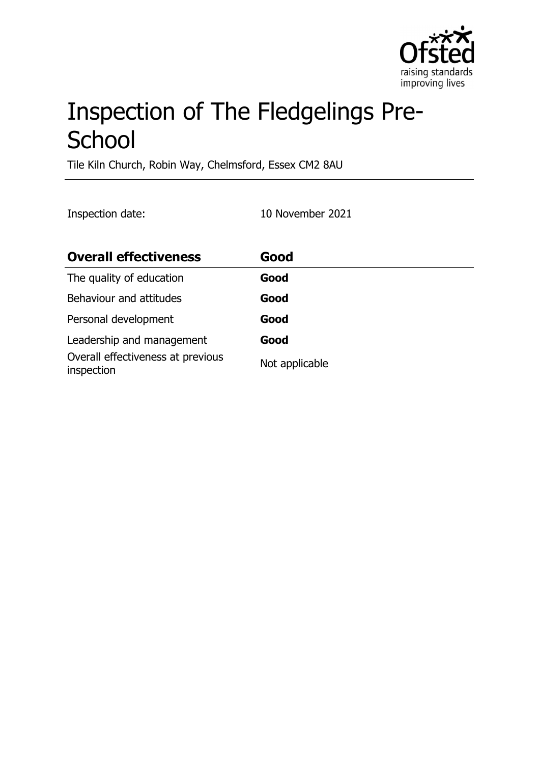# Inspection of The Fledgelings Pre-School

Tile Kiln Church, Robin Way, Chelmsford, Essex CM2 8AU

Inspection date: 10 November 2021

| **Overall effectiveness** | **Good** |
| --- | --- |
| The quality of education | **Good** |
| Behaviour and attitudes | **Good** |
| Personal development | **Good** |
| Leadership and management | **Good** |
| Overall effectiveness at previous inspection | Not applicable |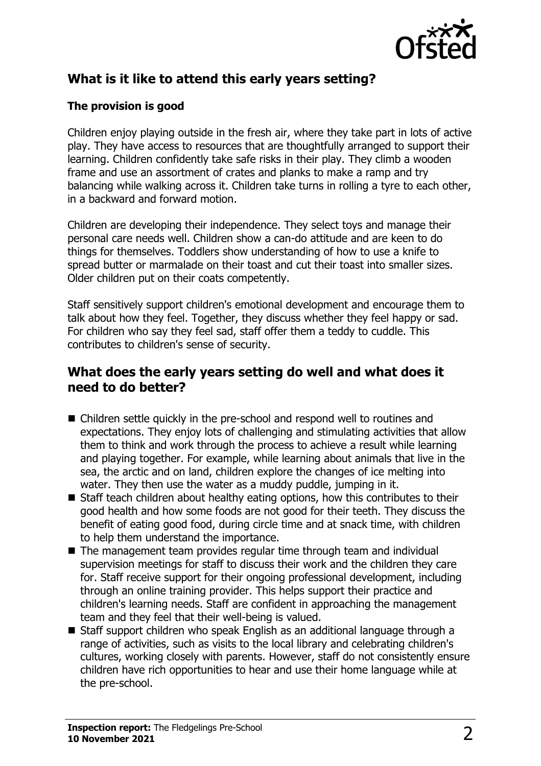## What is it like to attend this early years setting?

### The provision is good

Children enjoy playing outside in the fresh air, where they take part in lots of active play. They have access to resources that are thoughtfully arranged to support their learning. Children confidently take safe risks in their play. They climb a wooden frame and use an assortment of crates and planks to make a ramp and try balancing while walking across it. Children take turns in rolling a tyre to each other, in a backward and forward motion.

Children are developing their independence. They select toys and manage their personal care needs well. Children show a can-do attitude and are keen to do things for themselves. Toddlers show understanding of how to use a knife to spread butter or marmalade on their toast and cut their toast into smaller sizes. Older children put on their coats competently.

Staff sensitively support children's emotional development and encourage them to talk about how they feel. Together, they discuss whether they feel happy or sad. For children who say they feel sad, staff offer them a teddy to cuddle. This contributes to children's sense of security.

## What does the early years setting do well and what does it need to do better?

- Children settle quickly in the pre-school and respond well to routines and expectations. They enjoy lots of challenging and stimulating activities that allow them to think and work through the process to achieve a result while learning and playing together. For example, while learning about animals that live in the sea, the arctic and on land, children explore the changes of ice melting into water. They then use the water as a muddy puddle, jumping in it.
- Staff teach children about healthy eating options, how this contributes to their good health and how some foods are not good for their teeth. They discuss the benefit of eating good food, during circle time and at snack time, with children to help them understand the importance.
- The management team provides regular time through team and individual supervision meetings for staff to discuss their work and the children they care for. Staff receive support for their ongoing professional development, including through an online training provider. This helps support their practice and children's learning needs. Staff are confident in approaching the management team and they feel that their well-being is valued.
- Staff support children who speak English as an additional language through a range of activities, such as visits to the local library and celebrating children's cultures, working closely with parents. However, staff do not consistently ensure children have rich opportunities to hear and use their home language while at the pre-school.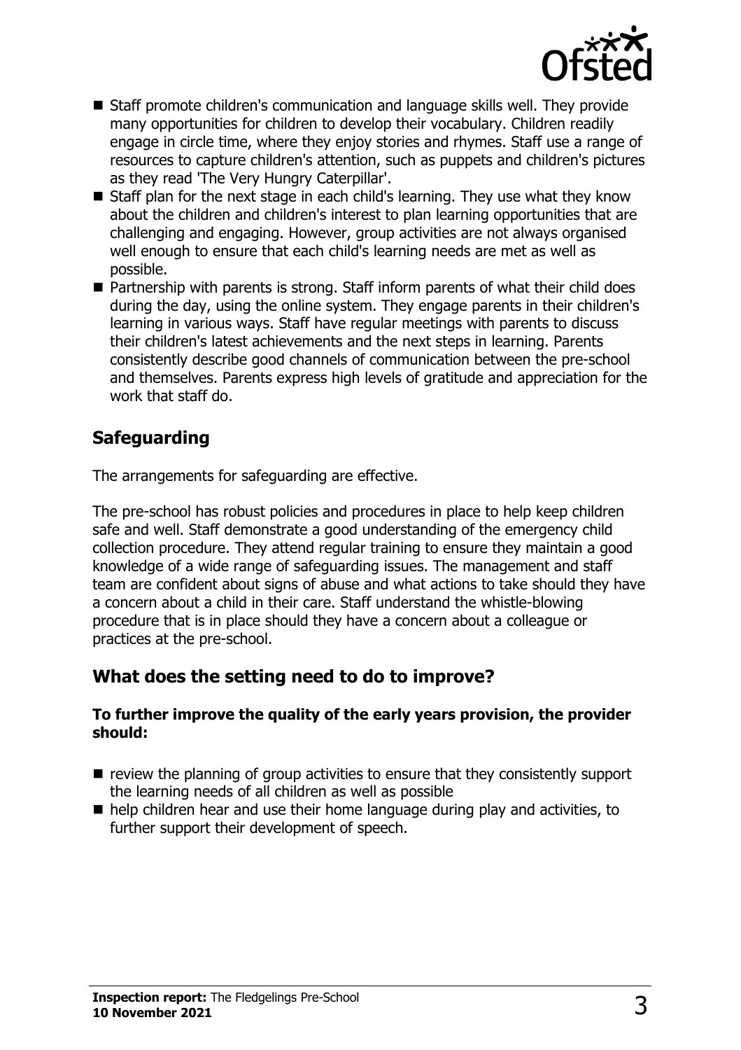- Staff promote children's communication and language skills well. They provide many opportunities for children to develop their vocabulary. Children readily engage in circle time, where they enjoy stories and rhymes. Staff use a range of resources to capture children's attention, such as puppets and children's pictures as they read 'The Very Hungry Caterpillar'.
- Staff plan for the next stage in each child's learning. They use what they know about the children and children's interest to plan learning opportunities that are challenging and engaging. However, group activities are not always organised well enough to ensure that each child's learning needs are met as well as possible.
- Partnership with parents is strong. Staff inform parents of what their child does during the day, using the online system. They engage parents in their children's learning in various ways. Staff have regular meetings with parents to discuss their children's latest achievements and the next steps in learning. Parents consistently describe good channels of communication between the pre-school and themselves. Parents express high levels of gratitude and appreciation for the work that staff do.

## Safeguarding

The arrangements for safeguarding are effective.

The pre-school has robust policies and procedures in place to help keep children safe and well. Staff demonstrate a good understanding of the emergency child collection procedure. They attend regular training to ensure they maintain a good knowledge of a wide range of safeguarding issues. The management and staff team are confident about signs of abuse and what actions to take should they have a concern about a child in their care. Staff understand the whistle-blowing procedure that is in place should they have a concern about a colleague or practices at the pre-school.

## What does the setting need to do to improve?

**To further improve the quality of the early years provision, the provider should:**

- review the planning of group activities to ensure that they consistently support the learning needs of all children as well as possible
- help children hear and use their home language during play and activities, to further support their development of speech.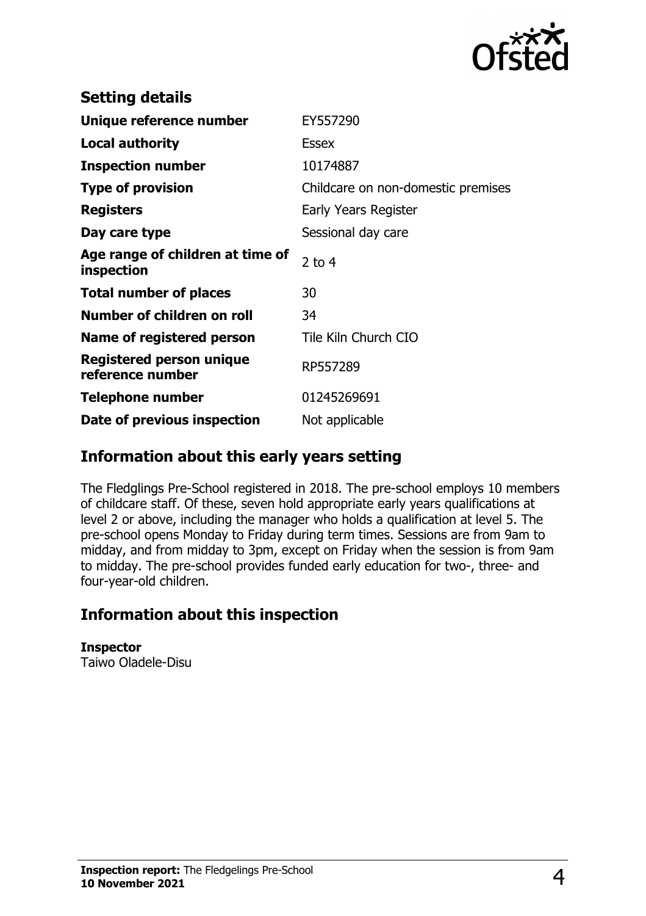## Setting details

| | |
|---|---|
| **Unique reference number** | EY557290 |
| **Local authority** | Essex |
| **Inspection number** | 10174887 |
| **Type of provision** | Childcare on non-domestic premises |
| **Registers** | Early Years Register |
| **Day care type** | Sessional day care |
| **Age range of children at time of inspection** | 2 to 4 |
| **Total number of places** | 30 |
| **Number of children on roll** | 34 |
| **Name of registered person** | Tile Kiln Church CIO |
| **Registered person unique reference number** | RP557289 |
| **Telephone number** | 01245269691 |
| **Date of previous inspection** | Not applicable |

## Information about this early years setting

The Fledglings Pre-School registered in 2018. The pre-school employs 10 members of childcare staff. Of these, seven hold appropriate early years qualifications at level 2 or above, including the manager who holds a qualification at level 5. The pre-school opens Monday to Friday during term times. Sessions are from 9am to midday, and from midday to 3pm, except on Friday when the session is from 9am to midday. The pre-school provides funded early education for two-, three- and four-year-old children.

## Information about this inspection

**Inspector**
Taiwo Oladele-Disu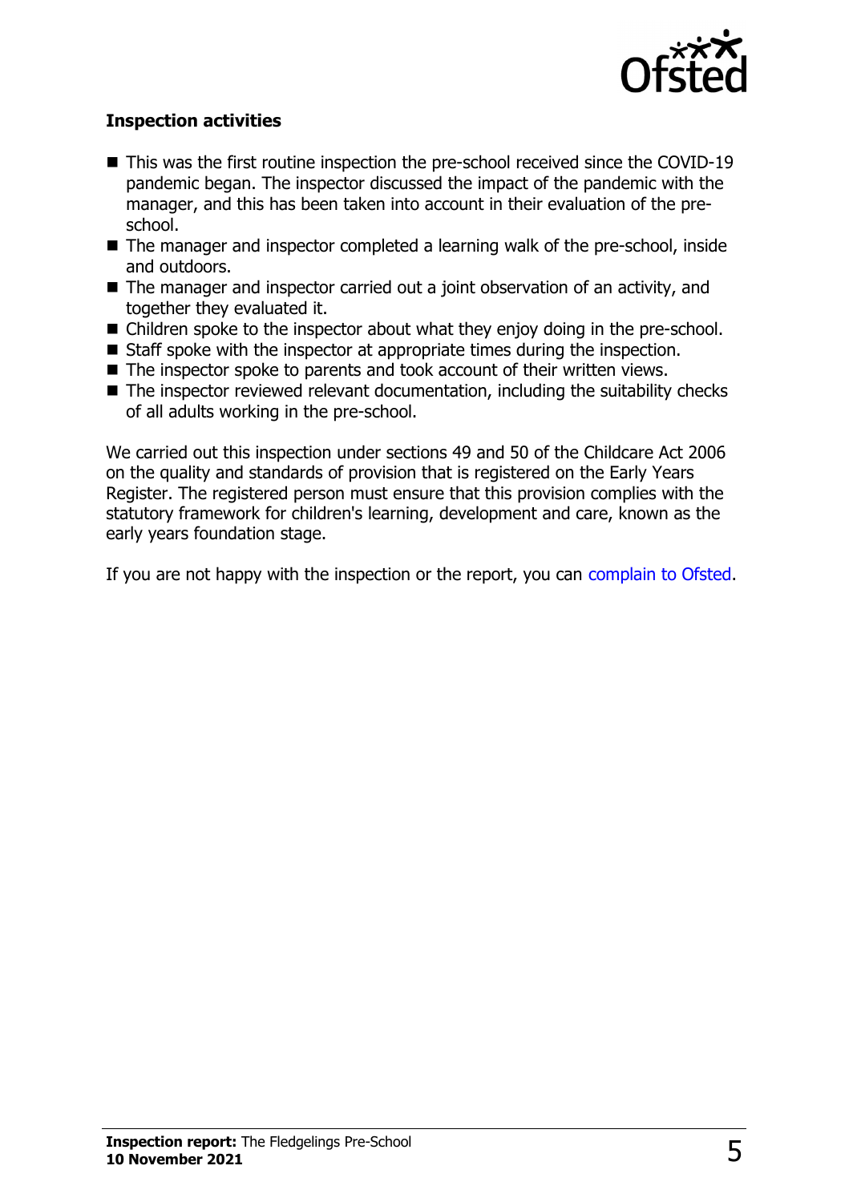**Inspection activities**

- This was the first routine inspection the pre-school received since the COVID-19 pandemic began. The inspector discussed the impact of the pandemic with the manager, and this has been taken into account in their evaluation of the pre-school.
- The manager and inspector completed a learning walk of the pre-school, inside and outdoors.
- The manager and inspector carried out a joint observation of an activity, and together they evaluated it.
- Children spoke to the inspector about what they enjoy doing in the pre-school.
- Staff spoke with the inspector at appropriate times during the inspection.
- The inspector spoke to parents and took account of their written views.
- The inspector reviewed relevant documentation, including the suitability checks of all adults working in the pre-school.

We carried out this inspection under sections 49 and 50 of the Childcare Act 2006 on the quality and standards of provision that is registered on the Early Years Register. The registered person must ensure that this provision complies with the statutory framework for children's learning, development and care, known as the early years foundation stage.

If you are not happy with the inspection or the report, you can complain to Ofsted.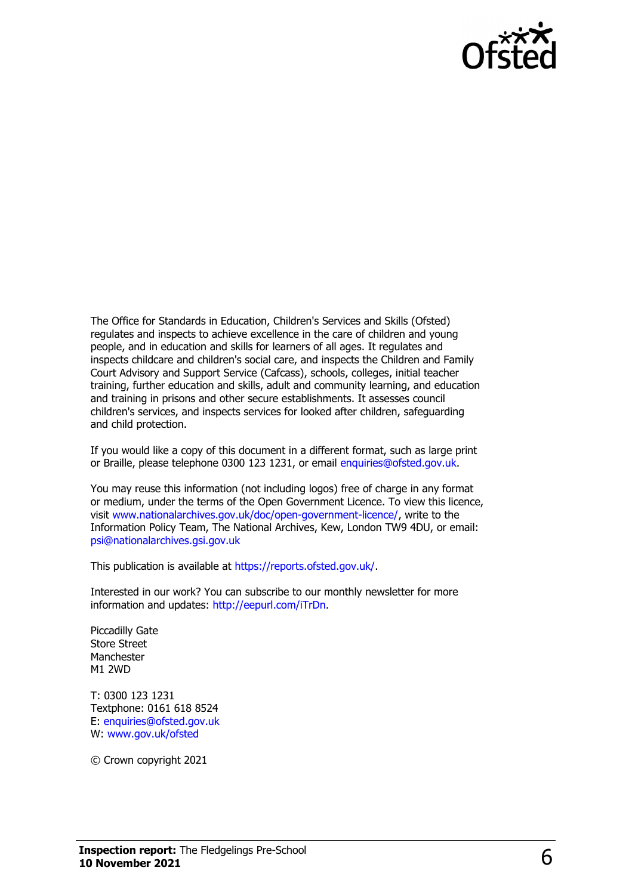The Office for Standards in Education, Children's Services and Skills (Ofsted) regulates and inspects to achieve excellence in the care of children and young people, and in education and skills for learners of all ages. It regulates and inspects childcare and children's social care, and inspects the Children and Family Court Advisory and Support Service (Cafcass), schools, colleges, initial teacher training, further education and skills, adult and community learning, and education and training in prisons and other secure establishments. It assesses council children's services, and inspects services for looked after children, safeguarding and child protection.

If you would like a copy of this document in a different format, such as large print or Braille, please telephone 0300 123 1231, or email enquiries@ofsted.gov.uk.

You may reuse this information (not including logos) free of charge in any format or medium, under the terms of the Open Government Licence. To view this licence, visit www.nationalarchives.gov.uk/doc/open-government-licence/, write to the Information Policy Team, The National Archives, Kew, London TW9 4DU, or email: psi@nationalarchives.gsi.gov.uk

This publication is available at https://reports.ofsted.gov.uk/.

Interested in our work? You can subscribe to our monthly newsletter for more information and updates: http://eepurl.com/iTrDn.

Piccadilly Gate
Store Street
Manchester
M1 2WD

T: 0300 123 1231
Textphone: 0161 618 8524
E: enquiries@ofsted.gov.uk
W: www.gov.uk/ofsted

© Crown copyright 2021